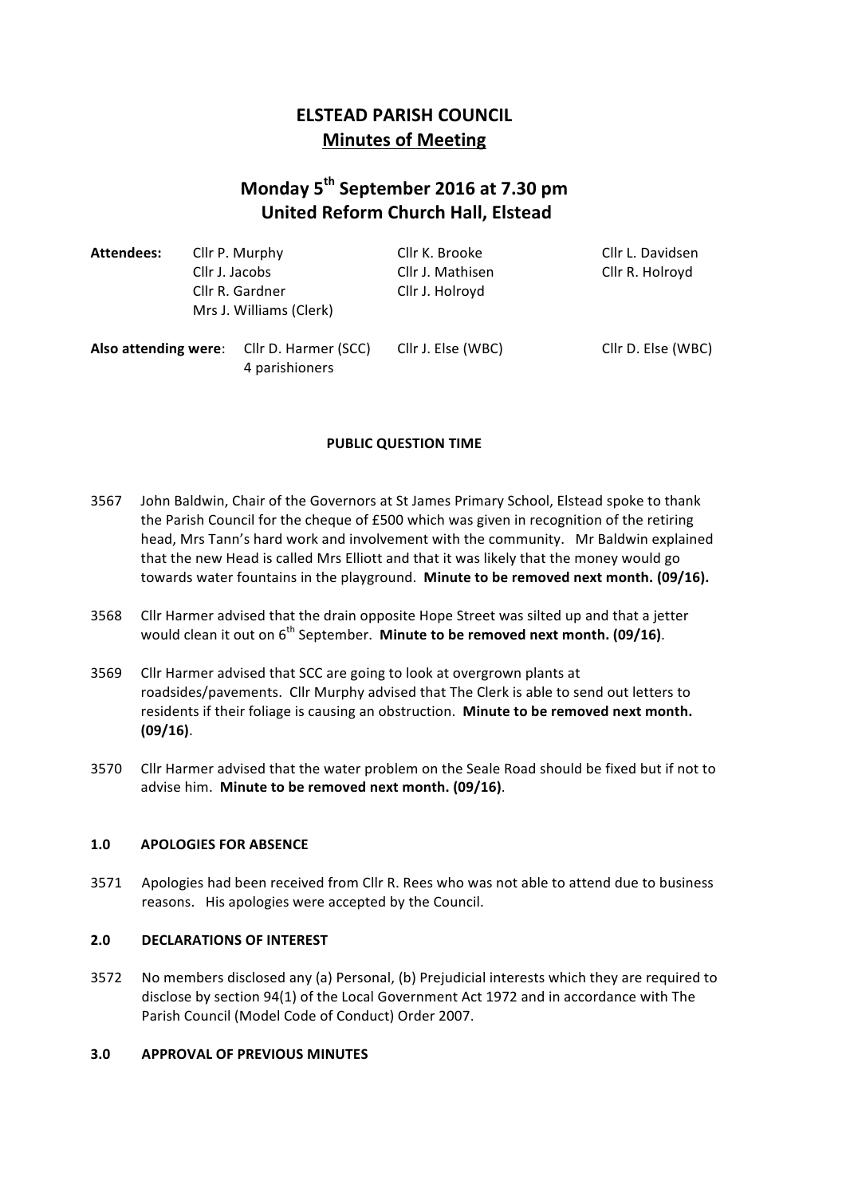# ELSTEAD PARISH COUNCIL

## Minutes of Meeting

## Monday 5th September 2016 at 7.30 pm
## United Reform Church Hall, Elstead

| | | | |
|---|---|---|---|
| **Attendees:** | Cllr P. Murphy | Cllr K. Brooke | Cllr L. Davidsen |
| | Cllr J. Jacobs | Cllr J. Mathisen | Cllr R. Holroyd |
| | Cllr R. Gardner | Cllr J. Holroyd | |
| | Mrs J. Williams (Clerk) | | |
| **Also attending were**: | Cllr D. Harmer (SCC) | Cllr J. Else (WBC) | Cllr D. Else (WBC) |
| | 4 parishioners | | |

**PUBLIC QUESTION TIME**

3567 John Baldwin, Chair of the Governors at St James Primary School, Elstead spoke to thank the Parish Council for the cheque of £500 which was given in recognition of the retiring head, Mrs Tann's hard work and involvement with the community. Mr Baldwin explained that the new Head is called Mrs Elliott and that it was likely that the money would go towards water fountains in the playground. **Minute to be removed next month. (09/16).**

3568 Cllr Harmer advised that the drain opposite Hope Street was silted up and that a jetter would clean it out on 6th September. **Minute to be removed next month. (09/16)**.

3569 Cllr Harmer advised that SCC are going to look at overgrown plants at roadsides/pavements. Cllr Murphy advised that The Clerk is able to send out letters to residents if their foliage is causing an obstruction. **Minute to be removed next month. (09/16)**.

3570 Cllr Harmer advised that the water problem on the Seale Road should be fixed but if not to advise him. **Minute to be removed next month. (09/16)**.

### 1.0 APOLOGIES FOR ABSENCE

3571 Apologies had been received from Cllr R. Rees who was not able to attend due to business reasons. His apologies were accepted by the Council.

### 2.0 DECLARATIONS OF INTEREST

3572 No members disclosed any (a) Personal, (b) Prejudicial interests which they are required to disclose by section 94(1) of the Local Government Act 1972 and in accordance with The Parish Council (Model Code of Conduct) Order 2007.

### 3.0 APPROVAL OF PREVIOUS MINUTES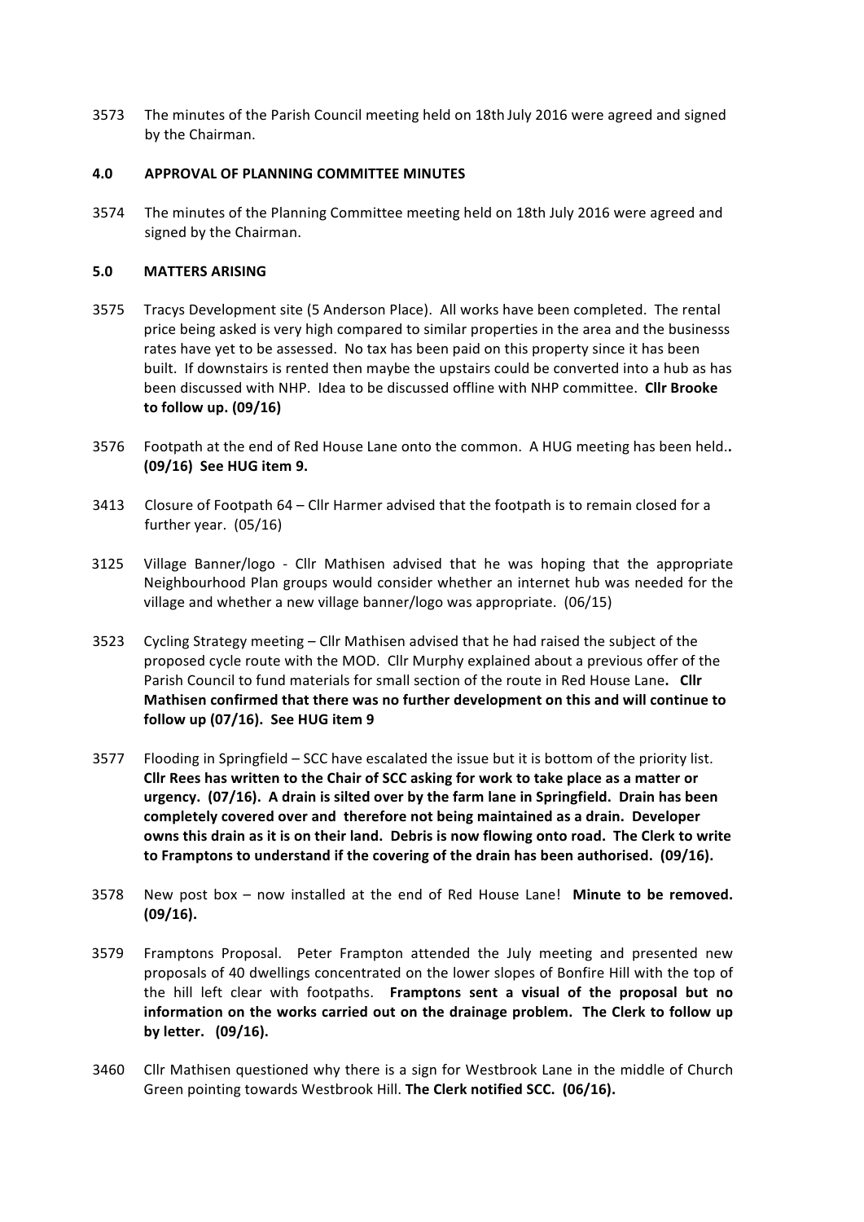3573 The minutes of the Parish Council meeting held on 18th July 2016 were agreed and signed by the Chairman.

## 4.0 APPROVAL OF PLANNING COMMITTEE MINUTES

3574 The minutes of the Planning Committee meeting held on 18th July 2016 were agreed and signed by the Chairman.

## 5.0 MATTERS ARISING

3575 Tracys Development site (5 Anderson Place). All works have been completed. The rental price being asked is very high compared to similar properties in the area and the businesss rates have yet to be assessed. No tax has been paid on this property since it has been built. If downstairs is rented then maybe the upstairs could be converted into a hub as has been discussed with NHP. Idea to be discussed offline with NHP committee. **Cllr Brooke to follow up. (09/16)**

3576 Footpath at the end of Red House Lane onto the common. A HUG meeting has been held.**. (09/16) See HUG item 9.**

3413 Closure of Footpath 64 – Cllr Harmer advised that the footpath is to remain closed for a further year. (05/16)

3125 Village Banner/logo - Cllr Mathisen advised that he was hoping that the appropriate Neighbourhood Plan groups would consider whether an internet hub was needed for the village and whether a new village banner/logo was appropriate. (06/15)

3523 Cycling Strategy meeting – Cllr Mathisen advised that he had raised the subject of the proposed cycle route with the MOD. Cllr Murphy explained about a previous offer of the Parish Council to fund materials for small section of the route in Red House Lane**. Cllr Mathisen confirmed that there was no further development on this and will continue to follow up (07/16). See HUG item 9**

3577 Flooding in Springfield – SCC have escalated the issue but it is bottom of the priority list. **Cllr Rees has written to the Chair of SCC asking for work to take place as a matter or urgency. (07/16). A drain is silted over by the farm lane in Springfield. Drain has been completely covered over and therefore not being maintained as a drain. Developer owns this drain as it is on their land. Debris is now flowing onto road. The Clerk to write to Framptons to understand if the covering of the drain has been authorised. (09/16).**

3578 New post box – now installed at the end of Red House Lane! **Minute to be removed. (09/16).**

3579 Framptons Proposal. Peter Frampton attended the July meeting and presented new proposals of 40 dwellings concentrated on the lower slopes of Bonfire Hill with the top of the hill left clear with footpaths. **Framptons sent a visual of the proposal but no information on the works carried out on the drainage problem. The Clerk to follow up by letter. (09/16).**

3460 Cllr Mathisen questioned why there is a sign for Westbrook Lane in the middle of Church Green pointing towards Westbrook Hill. **The Clerk notified SCC. (06/16).**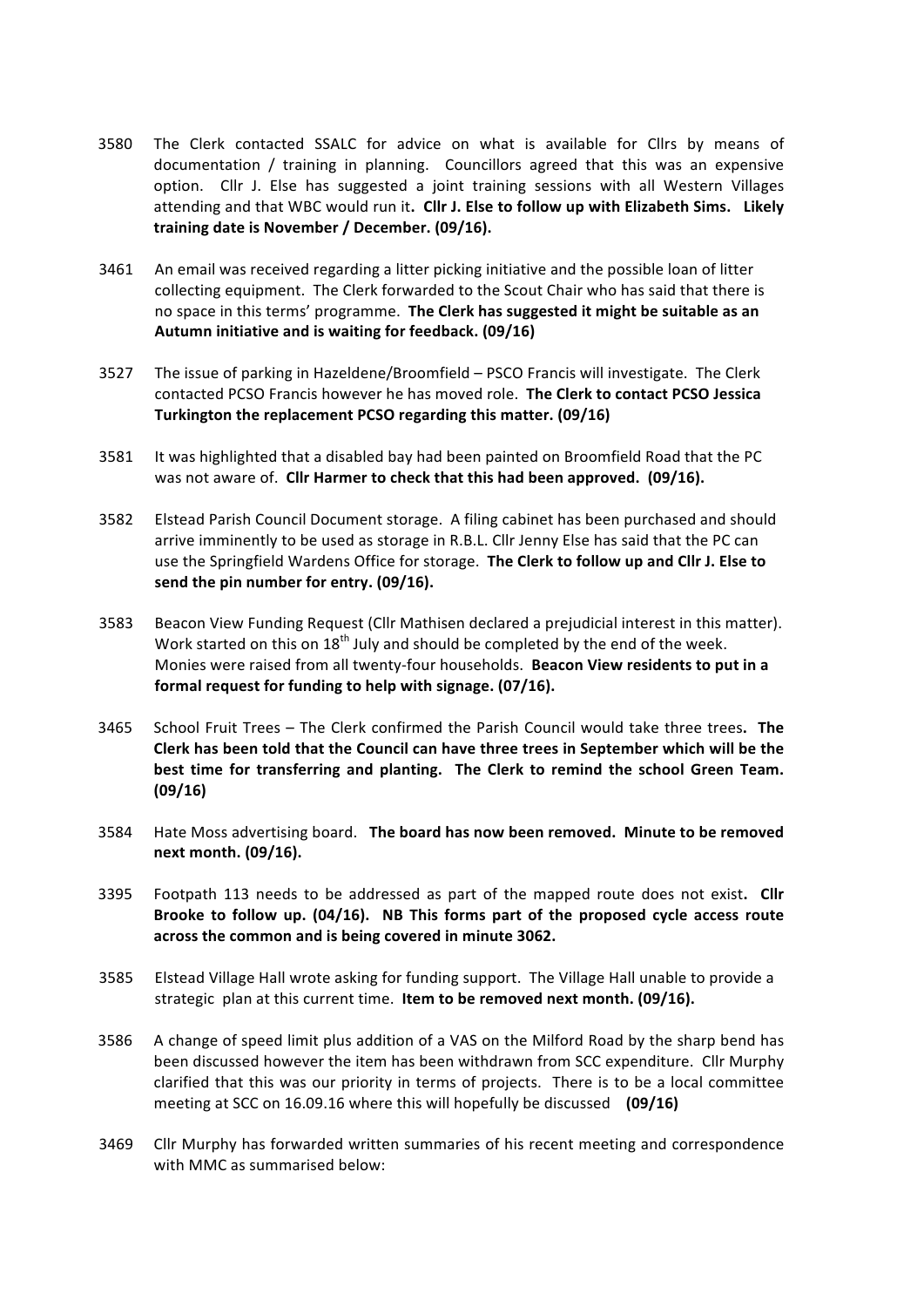3580 The Clerk contacted SSALC for advice on what is available for Cllrs by means of documentation / training in planning. Councillors agreed that this was an expensive option. Cllr J. Else has suggested a joint training sessions with all Western Villages attending and that WBC would run it**. Cllr J. Else to follow up with Elizabeth Sims. Likely training date is November / December. (09/16).**

3461 An email was received regarding a litter picking initiative and the possible loan of litter collecting equipment. The Clerk forwarded to the Scout Chair who has said that there is no space in this terms' programme. **The Clerk has suggested it might be suitable as an Autumn initiative and is waiting for feedback. (09/16)**

3527 The issue of parking in Hazeldene/Broomfield – PSCO Francis will investigate. The Clerk contacted PCSO Francis however he has moved role. **The Clerk to contact PCSO Jessica Turkington the replacement PCSO regarding this matter. (09/16)**

3581 It was highlighted that a disabled bay had been painted on Broomfield Road that the PC was not aware of. **Cllr Harmer to check that this had been approved. (09/16).**

3582 Elstead Parish Council Document storage. A filing cabinet has been purchased and should arrive imminently to be used as storage in R.B.L. Cllr Jenny Else has said that the PC can use the Springfield Wardens Office for storage. **The Clerk to follow up and Cllr J. Else to send the pin number for entry. (09/16).**

3583 Beacon View Funding Request (Cllr Mathisen declared a prejudicial interest in this matter). Work started on this on 18th July and should be completed by the end of the week. Monies were raised from all twenty-four households. **Beacon View residents to put in a formal request for funding to help with signage. (07/16).**

3465 School Fruit Trees – The Clerk confirmed the Parish Council would take three trees**. The Clerk has been told that the Council can have three trees in September which will be the best time for transferring and planting. The Clerk to remind the school Green Team. (09/16)**

3584 Hate Moss advertising board. **The board has now been removed. Minute to be removed next month. (09/16).**

3395 Footpath 113 needs to be addressed as part of the mapped route does not exist**. Cllr Brooke to follow up. (04/16). NB This forms part of the proposed cycle access route across the common and is being covered in minute 3062.**

3585 Elstead Village Hall wrote asking for funding support. The Village Hall unable to provide a strategic plan at this current time. **Item to be removed next month. (09/16).**

3586 A change of speed limit plus addition of a VAS on the Milford Road by the sharp bend has been discussed however the item has been withdrawn from SCC expenditure. Cllr Murphy clarified that this was our priority in terms of projects. There is to be a local committee meeting at SCC on 16.09.16 where this will hopefully be discussed **(09/16)**

3469 Cllr Murphy has forwarded written summaries of his recent meeting and correspondence with MMC as summarised below: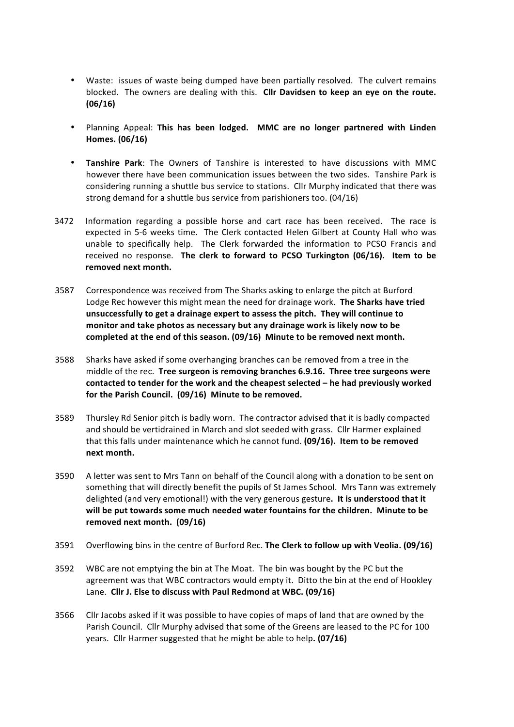- Waste: issues of waste being dumped have been partially resolved. The culvert remains blocked. The owners are dealing with this. **Cllr Davidsen to keep an eye on the route. (06/16)**

- Planning Appeal: **This has been lodged. MMC are no longer partnered with Linden Homes. (06/16)**

- **Tanshire Park**: The Owners of Tanshire is interested to have discussions with MMC however there have been communication issues between the two sides. Tanshire Park is considering running a shuttle bus service to stations. Cllr Murphy indicated that there was strong demand for a shuttle bus service from parishioners too. (04/16)

3472 Information regarding a possible horse and cart race has been received. The race is expected in 5-6 weeks time. The Clerk contacted Helen Gilbert at County Hall who was unable to specifically help. The Clerk forwarded the information to PCSO Francis and received no response. **The clerk to forward to PCSO Turkington (06/16). Item to be removed next month.**

3587 Correspondence was received from The Sharks asking to enlarge the pitch at Burford Lodge Rec however this might mean the need for drainage work. **The Sharks have tried unsuccessfully to get a drainage expert to assess the pitch. They will continue to monitor and take photos as necessary but any drainage work is likely now to be completed at the end of this season. (09/16) Minute to be removed next month.**

3588 Sharks have asked if some overhanging branches can be removed from a tree in the middle of the rec. **Tree surgeon is removing branches 6.9.16. Three tree surgeons were contacted to tender for the work and the cheapest selected – he had previously worked for the Parish Council. (09/16) Minute to be removed.**

3589 Thursley Rd Senior pitch is badly worn. The contractor advised that it is badly compacted and should be vertidrained in March and slot seeded with grass. Cllr Harmer explained that this falls under maintenance which he cannot fund. **(09/16). Item to be removed next month.**

3590 A letter was sent to Mrs Tann on behalf of the Council along with a donation to be sent on something that will directly benefit the pupils of St James School. Mrs Tann was extremely delighted (and very emotional!) with the very generous gesture**. It is understood that it will be put towards some much needed water fountains for the children. Minute to be removed next month. (09/16)**

3591 Overflowing bins in the centre of Burford Rec. **The Clerk to follow up with Veolia. (09/16)**

3592 WBC are not emptying the bin at The Moat. The bin was bought by the PC but the agreement was that WBC contractors would empty it. Ditto the bin at the end of Hookley Lane. **Cllr J. Else to discuss with Paul Redmond at WBC. (09/16)**

3566 Cllr Jacobs asked if it was possible to have copies of maps of land that are owned by the Parish Council. Cllr Murphy advised that some of the Greens are leased to the PC for 100 years. Cllr Harmer suggested that he might be able to help**. (07/16)**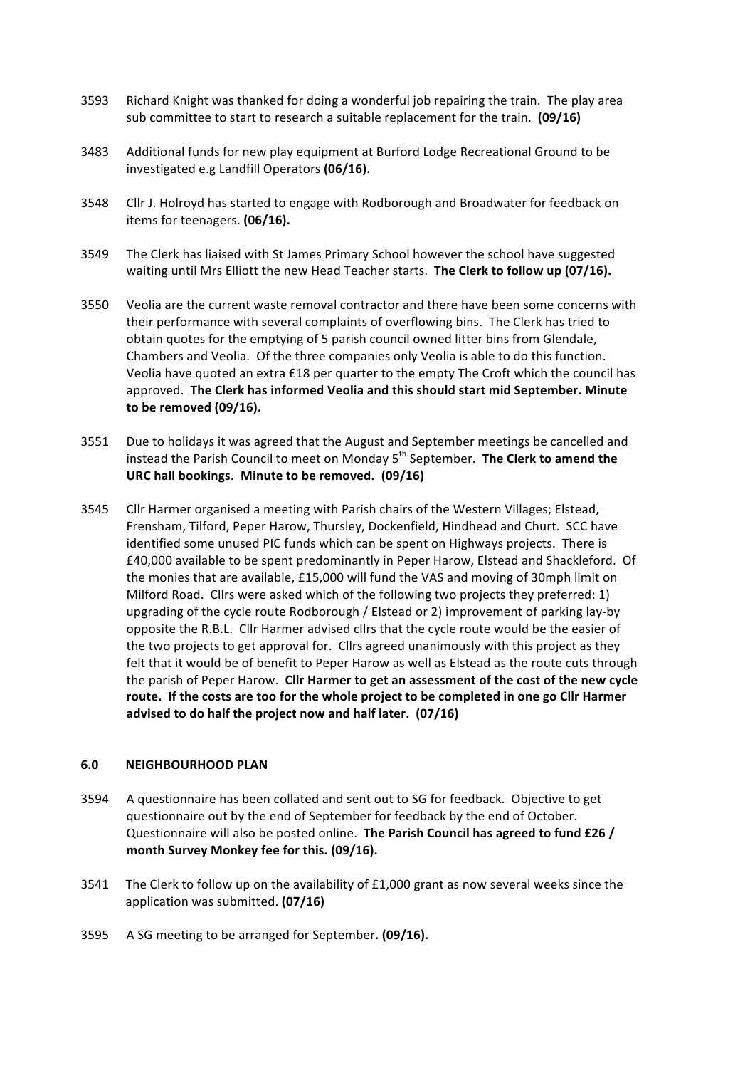3593 Richard Knight was thanked for doing a wonderful job repairing the train. The play area sub committee to start to research a suitable replacement for the train. **(09/16)**

3483 Additional funds for new play equipment at Burford Lodge Recreational Ground to be investigated e.g Landfill Operators **(06/16).**

3548 Cllr J. Holroyd has started to engage with Rodborough and Broadwater for feedback on items for teenagers. **(06/16).**

3549 The Clerk has liaised with St James Primary School however the school have suggested waiting until Mrs Elliott the new Head Teacher starts. **The Clerk to follow up (07/16).**

3550 Veolia are the current waste removal contractor and there have been some concerns with their performance with several complaints of overflowing bins. The Clerk has tried to obtain quotes for the emptying of 5 parish council owned litter bins from Glendale, Chambers and Veolia. Of the three companies only Veolia is able to do this function. Veolia have quoted an extra £18 per quarter to the empty The Croft which the council has approved. **The Clerk has informed Veolia and this should start mid September. Minute to be removed (09/16).**

3551 Due to holidays it was agreed that the August and September meetings be cancelled and instead the Parish Council to meet on Monday 5th September. **The Clerk to amend the URC hall bookings. Minute to be removed. (09/16)**

3545 Cllr Harmer organised a meeting with Parish chairs of the Western Villages; Elstead, Frensham, Tilford, Peper Harow, Thursley, Dockenfield, Hindhead and Churt. SCC have identified some unused PIC funds which can be spent on Highways projects. There is £40,000 available to be spent predominantly in Peper Harow, Elstead and Shackleford. Of the monies that are available, £15,000 will fund the VAS and moving of 30mph limit on Milford Road. Cllrs were asked which of the following two projects they preferred: 1) upgrading of the cycle route Rodborough / Elstead or 2) improvement of parking lay-by opposite the R.B.L. Cllr Harmer advised cllrs that the cycle route would be the easier of the two projects to get approval for. Cllrs agreed unanimously with this project as they felt that it would be of benefit to Peper Harow as well as Elstead as the route cuts through the parish of Peper Harow. **Cllr Harmer to get an assessment of the cost of the new cycle route. If the costs are too for the whole project to be completed in one go Cllr Harmer advised to do half the project now and half later. (07/16)**

## 6.0 NEIGHBOURHOOD PLAN

3594 A questionnaire has been collated and sent out to SG for feedback. Objective to get questionnaire out by the end of September for feedback by the end of October. Questionnaire will also be posted online. **The Parish Council has agreed to fund £26 / month Survey Monkey fee for this. (09/16).**

3541 The Clerk to follow up on the availability of £1,000 grant as now several weeks since the application was submitted. **(07/16)**

3595 A SG meeting to be arranged for September**. (09/16).**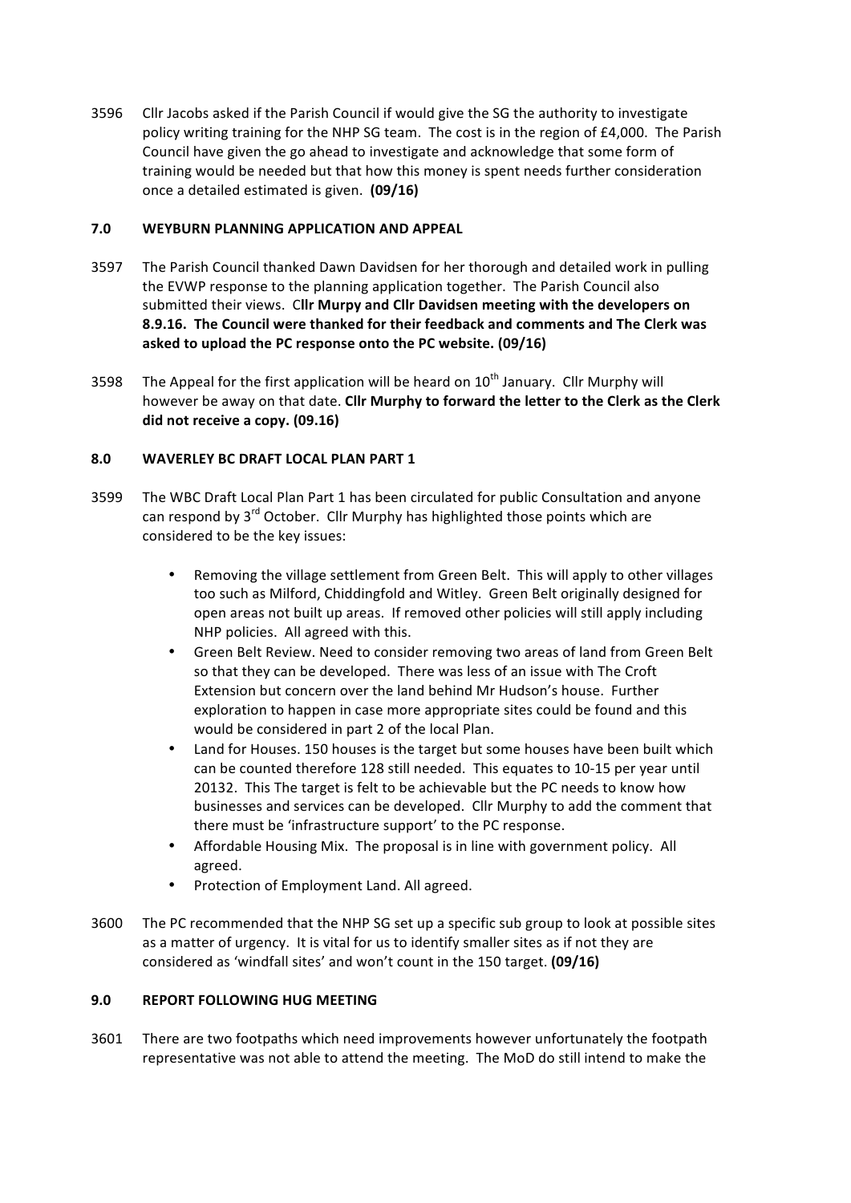3596 Cllr Jacobs asked if the Parish Council if would give the SG the authority to investigate policy writing training for the NHP SG team. The cost is in the region of £4,000. The Parish Council have given the go ahead to investigate and acknowledge that some form of training would be needed but that how this money is spent needs further consideration once a detailed estimated is given. **(09/16)**

## 7.0 WEYBURN PLANNING APPLICATION AND APPEAL

3597 The Parish Council thanked Dawn Davidsen for her thorough and detailed work in pulling the EVWP response to the planning application together. The Parish Council also submitted their views. C**llr Murpy and Cllr Davidsen meeting with the developers on 8.9.16. The Council were thanked for their feedback and comments and The Clerk was asked to upload the PC response onto the PC website. (09/16)**

3598 The Appeal for the first application will be heard on 10th January. Cllr Murphy will however be away on that date. **Cllr Murphy to forward the letter to the Clerk as the Clerk did not receive a copy. (09.16)**

## 8.0 WAVERLEY BC DRAFT LOCAL PLAN PART 1

3599 The WBC Draft Local Plan Part 1 has been circulated for public Consultation and anyone can respond by 3rd October. Cllr Murphy has highlighted those points which are considered to be the key issues:

- Removing the village settlement from Green Belt. This will apply to other villages too such as Milford, Chiddingfold and Witley. Green Belt originally designed for open areas not built up areas. If removed other policies will still apply including NHP policies. All agreed with this.
- Green Belt Review. Need to consider removing two areas of land from Green Belt so that they can be developed. There was less of an issue with The Croft Extension but concern over the land behind Mr Hudson's house. Further exploration to happen in case more appropriate sites could be found and this would be considered in part 2 of the local Plan.
- Land for Houses. 150 houses is the target but some houses have been built which can be counted therefore 128 still needed. This equates to 10-15 per year until 20132. This The target is felt to be achievable but the PC needs to know how businesses and services can be developed. Cllr Murphy to add the comment that there must be 'infrastructure support' to the PC response.
- Affordable Housing Mix. The proposal is in line with government policy. All agreed.
- Protection of Employment Land. All agreed.

3600 The PC recommended that the NHP SG set up a specific sub group to look at possible sites as a matter of urgency. It is vital for us to identify smaller sites as if not they are considered as 'windfall sites' and won't count in the 150 target. **(09/16)**

## 9.0 REPORT FOLLOWING HUG MEETING

3601 There are two footpaths which need improvements however unfortunately the footpath representative was not able to attend the meeting. The MoD do still intend to make the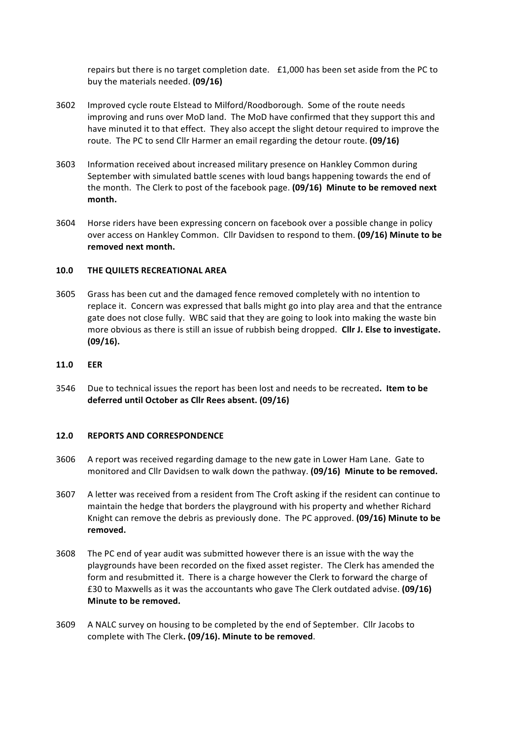repairs but there is no target completion date. £1,000 has been set aside from the PC to buy the materials needed. **(09/16)**

3602 Improved cycle route Elstead to Milford/Roodborough. Some of the route needs improving and runs over MoD land. The MoD have confirmed that they support this and have minuted it to that effect. They also accept the slight detour required to improve the route. The PC to send Cllr Harmer an email regarding the detour route. **(09/16)**

3603 Information received about increased military presence on Hankley Common during September with simulated battle scenes with loud bangs happening towards the end of the month. The Clerk to post of the facebook page. **(09/16) Minute to be removed next month.**

3604 Horse riders have been expressing concern on facebook over a possible change in policy over access on Hankley Common. Cllr Davidsen to respond to them. **(09/16) Minute to be removed next month.**

## 10.0 THE QUILETS RECREATIONAL AREA

3605 Grass has been cut and the damaged fence removed completely with no intention to replace it. Concern was expressed that balls might go into play area and that the entrance gate does not close fully. WBC said that they are going to look into making the waste bin more obvious as there is still an issue of rubbish being dropped. **Cllr J. Else to investigate. (09/16).**

## 11.0 EER

3546 Due to technical issues the report has been lost and needs to be recreated**. Item to be deferred until October as Cllr Rees absent. (09/16)**

## 12.0 REPORTS AND CORRESPONDENCE

3606 A report was received regarding damage to the new gate in Lower Ham Lane. Gate to monitored and Cllr Davidsen to walk down the pathway. **(09/16) Minute to be removed.**

3607 A letter was received from a resident from The Croft asking if the resident can continue to maintain the hedge that borders the playground with his property and whether Richard Knight can remove the debris as previously done. The PC approved. **(09/16) Minute to be removed.**

3608 The PC end of year audit was submitted however there is an issue with the way the playgrounds have been recorded on the fixed asset register. The Clerk has amended the form and resubmitted it. There is a charge however the Clerk to forward the charge of £30 to Maxwells as it was the accountants who gave The Clerk outdated advise. **(09/16) Minute to be removed.**

3609 A NALC survey on housing to be completed by the end of September. Cllr Jacobs to complete with The Clerk**. (09/16). Minute to be removed**.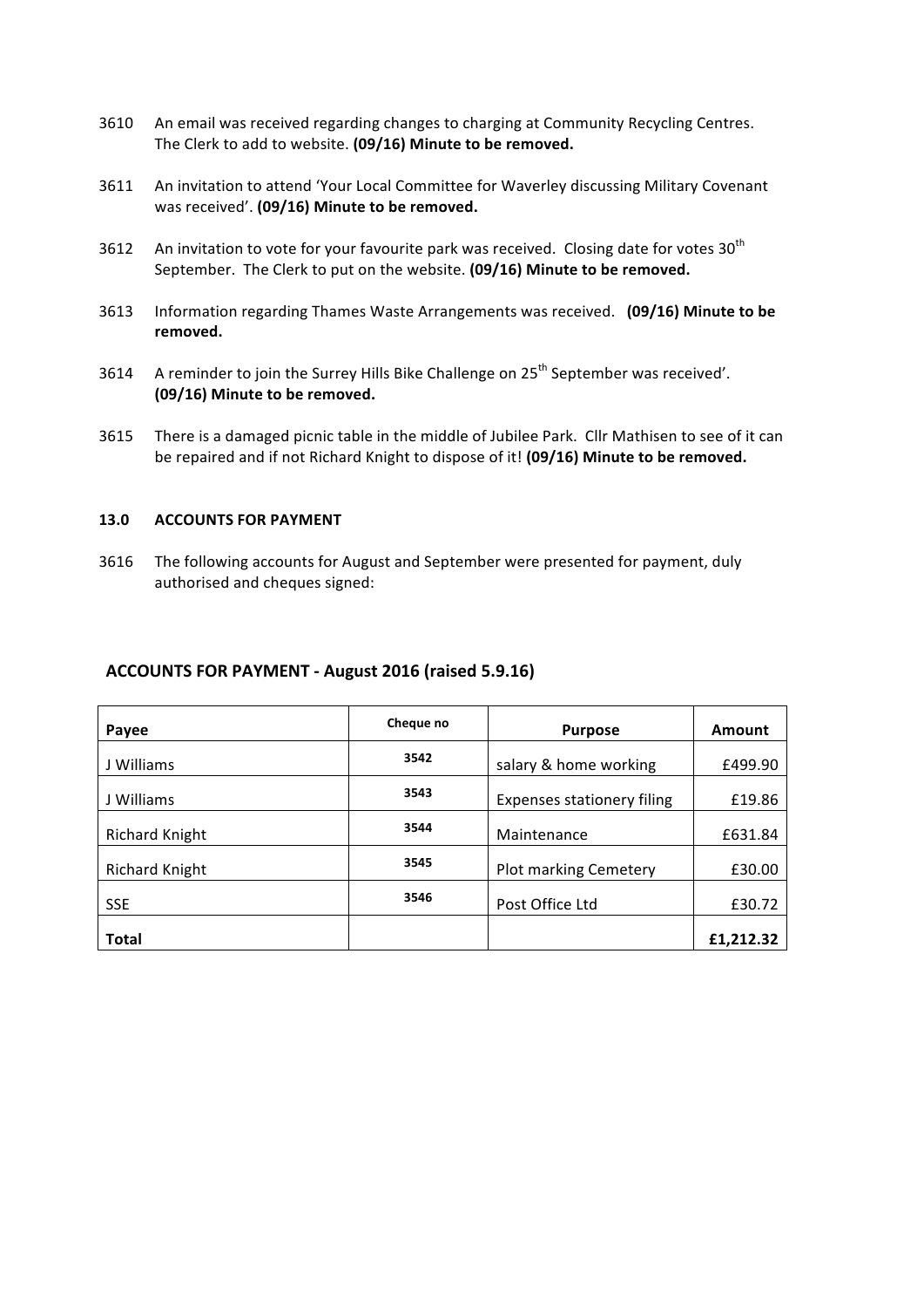3610 An email was received regarding changes to charging at Community Recycling Centres. The Clerk to add to website. **(09/16) Minute to be removed.**

3611 An invitation to attend 'Your Local Committee for Waverley discussing Military Covenant was received'. **(09/16) Minute to be removed.**

3612 An invitation to vote for your favourite park was received. Closing date for votes 30th September. The Clerk to put on the website. **(09/16) Minute to be removed.**

3613 Information regarding Thames Waste Arrangements was received. **(09/16) Minute to be removed.**

3614 A reminder to join the Surrey Hills Bike Challenge on 25th September was received'. **(09/16) Minute to be removed.**

3615 There is a damaged picnic table in the middle of Jubilee Park. Cllr Mathisen to see of it can be repaired and if not Richard Knight to dispose of it! **(09/16) Minute to be removed.**

#### 13.0 ACCOUNTS FOR PAYMENT

3616 The following accounts for August and September were presented for payment, duly authorised and cheques signed:

### ACCOUNTS FOR PAYMENT - August 2016 (raised 5.9.16)

| Payee | Cheque no | Purpose | Amount |
|---|---|---|---|
| J Williams | 3542 | salary & home working | £499.90 |
| J Williams | 3543 | Expenses stationery filing | £19.86 |
| Richard Knight | 3544 | Maintenance | £631.84 |
| Richard Knight | 3545 | Plot marking Cemetery | £30.00 |
| SSE | 3546 | Post Office Ltd | £30.72 |
| **Total** | | | **£1,212.32** |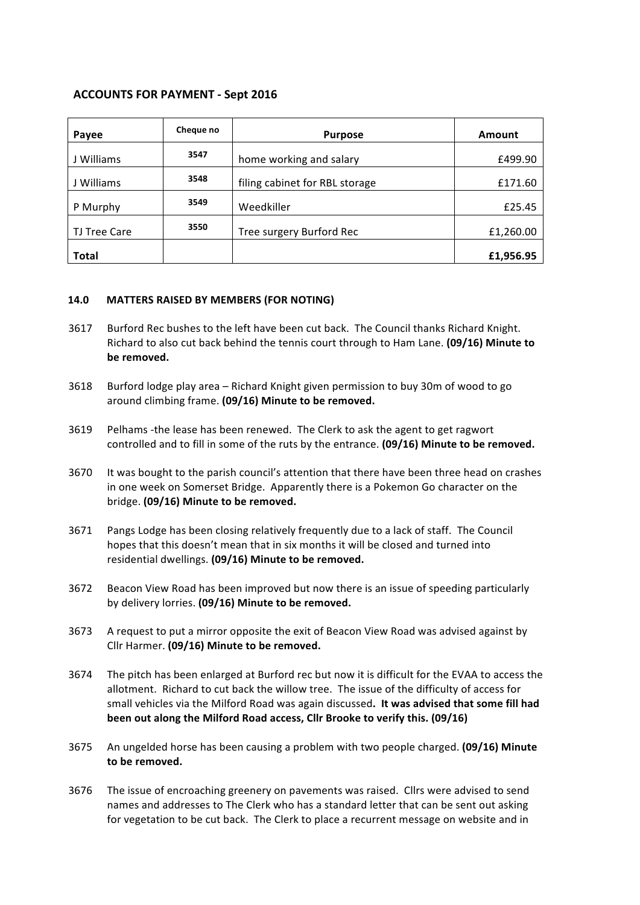## ACCOUNTS FOR PAYMENT - Sept 2016

| Payee | Cheque no | Purpose | Amount |
|---|---|---|---|
| J Williams | 3547 | home working and salary | £499.90 |
| J Williams | 3548 | filing cabinet for RBL storage | £171.60 |
| P Murphy | 3549 | Weedkiller | £25.45 |
| TJ Tree Care | 3550 | Tree surgery Burford Rec | £1,260.00 |
| **Total** | | | **£1,956.95** |

### 14.0 MATTERS RAISED BY MEMBERS (FOR NOTING)

3617 Burford Rec bushes to the left have been cut back. The Council thanks Richard Knight. Richard to also cut back behind the tennis court through to Ham Lane. **(09/16) Minute to be removed.**

3618 Burford lodge play area – Richard Knight given permission to buy 30m of wood to go around climbing frame. **(09/16) Minute to be removed.**

3619 Pelhams -the lease has been renewed. The Clerk to ask the agent to get ragwort controlled and to fill in some of the ruts by the entrance. **(09/16) Minute to be removed.**

3670 It was bought to the parish council's attention that there have been three head on crashes in one week on Somerset Bridge. Apparently there is a Pokemon Go character on the bridge. **(09/16) Minute to be removed.**

3671 Pangs Lodge has been closing relatively frequently due to a lack of staff. The Council hopes that this doesn't mean that in six months it will be closed and turned into residential dwellings. **(09/16) Minute to be removed.**

3672 Beacon View Road has been improved but now there is an issue of speeding particularly by delivery lorries. **(09/16) Minute to be removed.**

3673 A request to put a mirror opposite the exit of Beacon View Road was advised against by Cllr Harmer. **(09/16) Minute to be removed.**

3674 The pitch has been enlarged at Burford rec but now it is difficult for the EVAA to access the allotment. Richard to cut back the willow tree. The issue of the difficulty of access for small vehicles via the Milford Road was again discussed**. It was advised that some fill had been out along the Milford Road access, Cllr Brooke to verify this. (09/16)**

3675 An ungelded horse has been causing a problem with two people charged. **(09/16) Minute to be removed.**

3676 The issue of encroaching greenery on pavements was raised. Cllrs were advised to send names and addresses to The Clerk who has a standard letter that can be sent out asking for vegetation to be cut back. The Clerk to place a recurrent message on website and in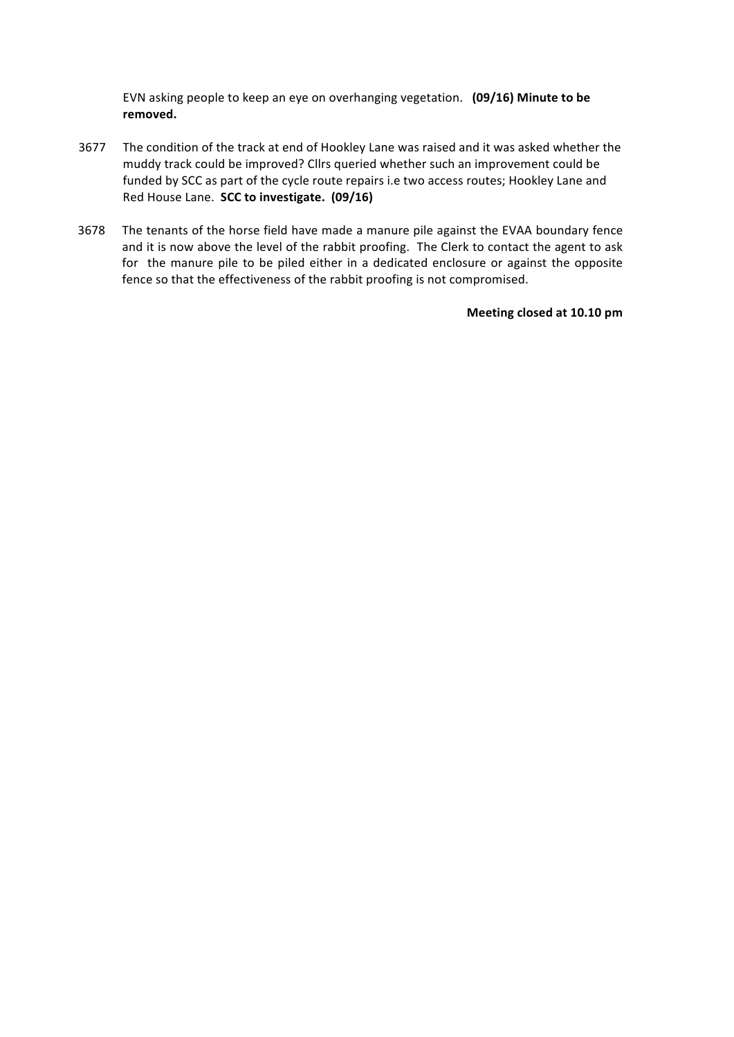EVN asking people to keep an eye on overhanging vegetation. **(09/16) Minute to be removed.**

3677 The condition of the track at end of Hookley Lane was raised and it was asked whether the muddy track could be improved? Cllrs queried whether such an improvement could be funded by SCC as part of the cycle route repairs i.e two access routes; Hookley Lane and Red House Lane. **SCC to investigate. (09/16)**

3678 The tenants of the horse field have made a manure pile against the EVAA boundary fence and it is now above the level of the rabbit proofing. The Clerk to contact the agent to ask for the manure pile to be piled either in a dedicated enclosure or against the opposite fence so that the effectiveness of the rabbit proofing is not compromised.

**Meeting closed at 10.10 pm**